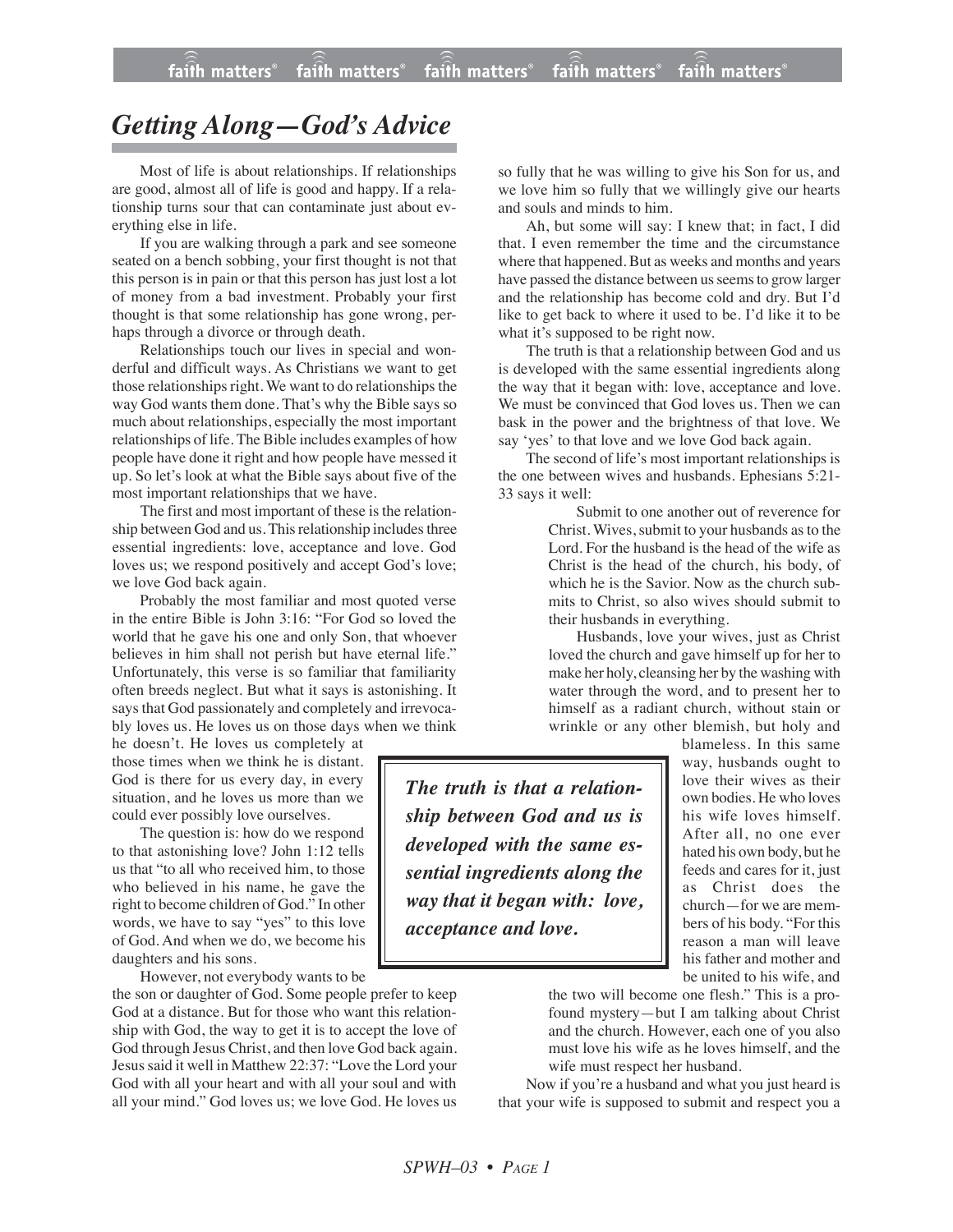# Getting Along—God's Advice

Most of life is about relationships. If relationships are good, almost all of life is good and happy. If a relationship turns sour that can contaminate just about everything else in life.

If you are walking through a park and see someone seated on a bench sobbing, your first thought is not that this person is in pain or that this person has just lost a lot of money from a bad investment. Probably your first thought is that some relationship has gone wrong, perhaps through a divorce or through death.

Relationships touch our lives in special and wonderful and difficult ways. As Christians we want to get those relationships right. We want to do relationships the way God wants them done. That's why the Bible says so much about relationships, especially the most important relationships of life. The Bible includes examples of how people have done it right and how people have messed it up. So let's look at what the Bible says about five of the most important relationships that we have.

The first and most important of these is the relationship between God and us. This relationship includes three essential ingredients: love, acceptance and love. God loves us; we respond positively and accept God's love; we love God back again.

Probably the most familiar and most quoted verse in the entire Bible is John 3:16: "For God so loved the world that he gave his one and only Son, that whoever believes in him shall not perish but have eternal life." Unfortunately, this verse is so familiar that familiarity often breeds neglect. But what it says is astonishing. It says that God passionately and completely and irrevocably loves us. He loves us on those days when we think he doesn't. He loves us completely at those times when we think he is distant. God is there for us every day, in every situation, and he loves us more than we could ever possibly love ourselves.

The question is: how do we respond to that astonishing love? John 1:12 tells us that "to all who received him, to those who believed in his name, he gave the right to become children of God." In other words, we have to say "yes" to this love of God. And when we do, we become his daughters and his sons.

However, not everybody wants to be the son or daughter of God. Some people prefer to keep God at a distance. But for those who want this relationship with God, the way to get it is to accept the love of God through Jesus Christ, and then love God back again. Jesus said it well in Matthew 22:37: "Love the Lord your God with all your heart and with all your soul and with all your mind." God loves us; we love God. He loves us so fully that he was willing to give his Son for us, and we love him so fully that we willingly give our hearts and souls and minds to him.

Ah, but some will say: I knew that; in fact, I did that. I even remember the time and the circumstance where that happened. But as weeks and months and years have passed the distance between us seems to grow larger and the relationship has become cold and dry. But I'd like to get back to where it used to be. I'd like it to be what it's supposed to be right now.

The truth is that a relationship between God and us is developed with the same essential ingredients along the way that it began with: love, acceptance and love. We must be convinced that God loves us. Then we can bask in the power and the brightness of that love. We say 'yes' to that love and we love God back again.

> ***The truth is that a relationship between God and us is developed with the same essential ingredients along the way that it began with: love, acceptance and love.***

The second of life's most important relationships is the one between wives and husbands. Ephesians 5:21-33 says it well:

> Submit to one another out of reverence for Christ. Wives, submit to your husbands as to the Lord. For the husband is the head of the wife as Christ is the head of the church, his body, of which he is the Savior. Now as the church submits to Christ, so also wives should submit to their husbands in everything.
>
> Husbands, love your wives, just as Christ loved the church and gave himself up for her to make her holy, cleansing her by the washing with water through the word, and to present her to himself as a radiant church, without stain or wrinkle or any other blemish, but holy and blameless. In this same way, husbands ought to love their wives as their own bodies. He who loves his wife loves himself. After all, no one ever hated his own body, but he feeds and cares for it, just as Christ does the church—for we are members of his body. "For this reason a man will leave his father and mother and be united to his wife, and the two will become one flesh." This is a profound mystery—but I am talking about Christ and the church. However, each one of you also must love his wife as he loves himself, and the wife must respect her husband.

Now if you're a husband and what you just heard is that your wife is supposed to submit and respect you a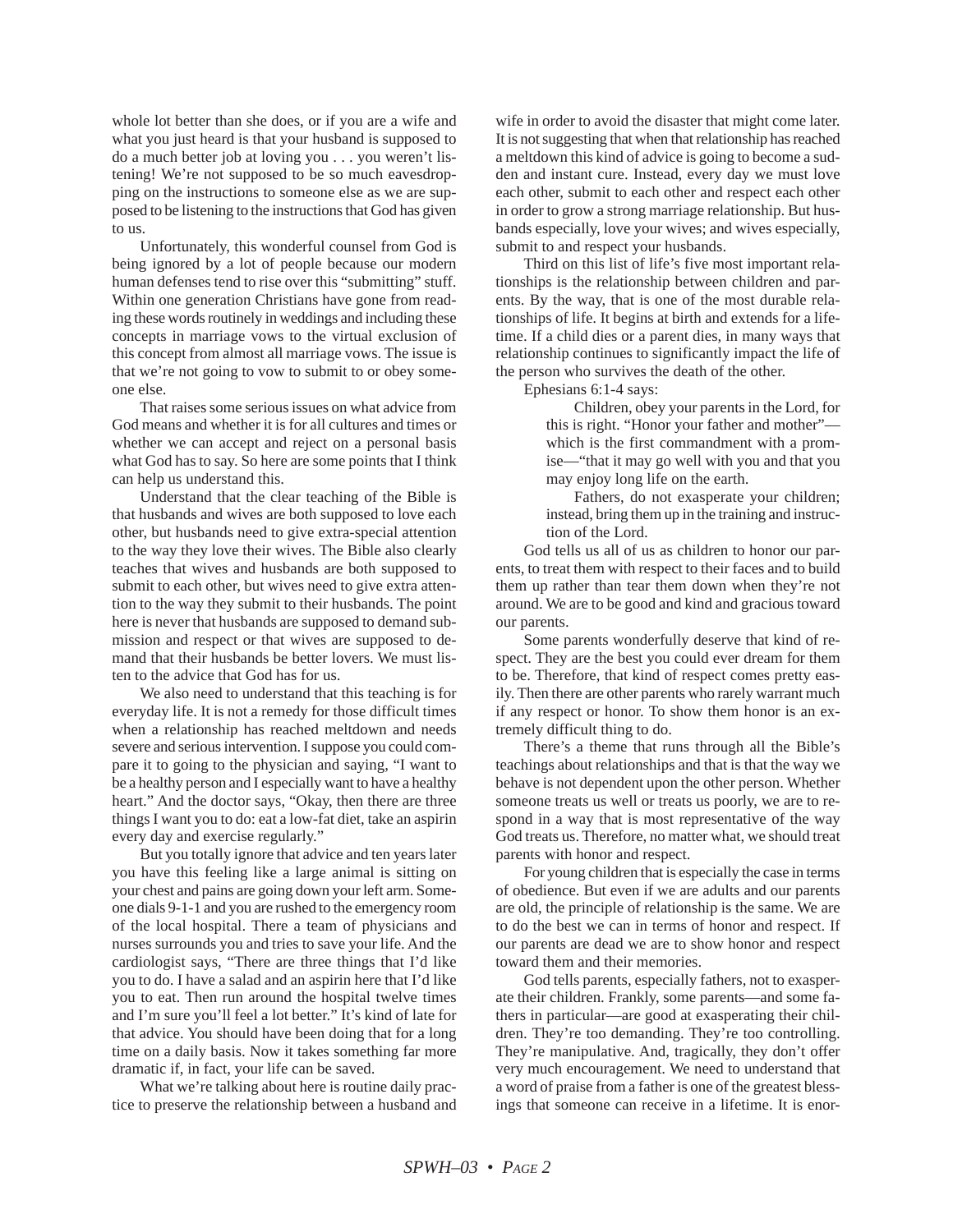whole lot better than she does, or if you are a wife and what you just heard is that your husband is supposed to do a much better job at loving you . . . you weren't listening! We're not supposed to be so much eavesdropping on the instructions to someone else as we are supposed to be listening to the instructions that God has given to us.

Unfortunately, this wonderful counsel from God is being ignored by a lot of people because our modern human defenses tend to rise over this "submitting" stuff. Within one generation Christians have gone from reading these words routinely in weddings and including these concepts in marriage vows to the virtual exclusion of this concept from almost all marriage vows. The issue is that we're not going to vow to submit to or obey someone else.

That raises some serious issues on what advice from God means and whether it is for all cultures and times or whether we can accept and reject on a personal basis what God has to say. So here are some points that I think can help us understand this.

Understand that the clear teaching of the Bible is that husbands and wives are both supposed to love each other, but husbands need to give extra-special attention to the way they love their wives. The Bible also clearly teaches that wives and husbands are both supposed to submit to each other, but wives need to give extra attention to the way they submit to their husbands. The point here is never that husbands are supposed to demand submission and respect or that wives are supposed to demand that their husbands be better lovers. We must listen to the advice that God has for us.

We also need to understand that this teaching is for everyday life. It is not a remedy for those difficult times when a relationship has reached meltdown and needs severe and serious intervention. I suppose you could compare it to going to the physician and saying, "I want to be a healthy person and I especially want to have a healthy heart." And the doctor says, "Okay, then there are three things I want you to do: eat a low-fat diet, take an aspirin every day and exercise regularly."

But you totally ignore that advice and ten years later you have this feeling like a large animal is sitting on your chest and pains are going down your left arm. Someone dials 9-1-1 and you are rushed to the emergency room of the local hospital. There a team of physicians and nurses surrounds you and tries to save your life. And the cardiologist says, "There are three things that I'd like you to do. I have a salad and an aspirin here that I'd like you to eat. Then run around the hospital twelve times and I'm sure you'll feel a lot better." It's kind of late for that advice. You should have been doing that for a long time on a daily basis. Now it takes something far more dramatic if, in fact, your life can be saved.

What we're talking about here is routine daily practice to preserve the relationship between a husband and wife in order to avoid the disaster that might come later. It is not suggesting that when that relationship has reached a meltdown this kind of advice is going to become a sudden and instant cure. Instead, every day we must love each other, submit to each other and respect each other in order to grow a strong marriage relationship. But husbands especially, love your wives; and wives especially, submit to and respect your husbands.

Third on this list of life's five most important relationships is the relationship between children and parents. By the way, that is one of the most durable relationships of life. It begins at birth and extends for a lifetime. If a child dies or a parent dies, in many ways that relationship continues to significantly impact the life of the person who survives the death of the other.

Ephesians 6:1-4 says:

> Children, obey your parents in the Lord, for this is right. "Honor your father and mother"—which is the first commandment with a promise—"that it may go well with you and that you may enjoy long life on the earth.
>
> Fathers, do not exasperate your children; instead, bring them up in the training and instruction of the Lord.

God tells us all of us as children to honor our parents, to treat them with respect to their faces and to build them up rather than tear them down when they're not around. We are to be good and kind and gracious toward our parents.

Some parents wonderfully deserve that kind of respect. They are the best you could ever dream for them to be. Therefore, that kind of respect comes pretty easily. Then there are other parents who rarely warrant much if any respect or honor. To show them honor is an extremely difficult thing to do.

There's a theme that runs through all the Bible's teachings about relationships and that is that the way we behave is not dependent upon the other person. Whether someone treats us well or treats us poorly, we are to respond in a way that is most representative of the way God treats us. Therefore, no matter what, we should treat parents with honor and respect.

For young children that is especially the case in terms of obedience. But even if we are adults and our parents are old, the principle of relationship is the same. We are to do the best we can in terms of honor and respect. If our parents are dead we are to show honor and respect toward them and their memories.

God tells parents, especially fathers, not to exasperate their children. Frankly, some parents—and some fathers in particular—are good at exasperating their children. They're too demanding. They're too controlling. They're manipulative. And, tragically, they don't offer very much encouragement. We need to understand that a word of praise from a father is one of the greatest blessings that someone can receive in a lifetime. It is enor-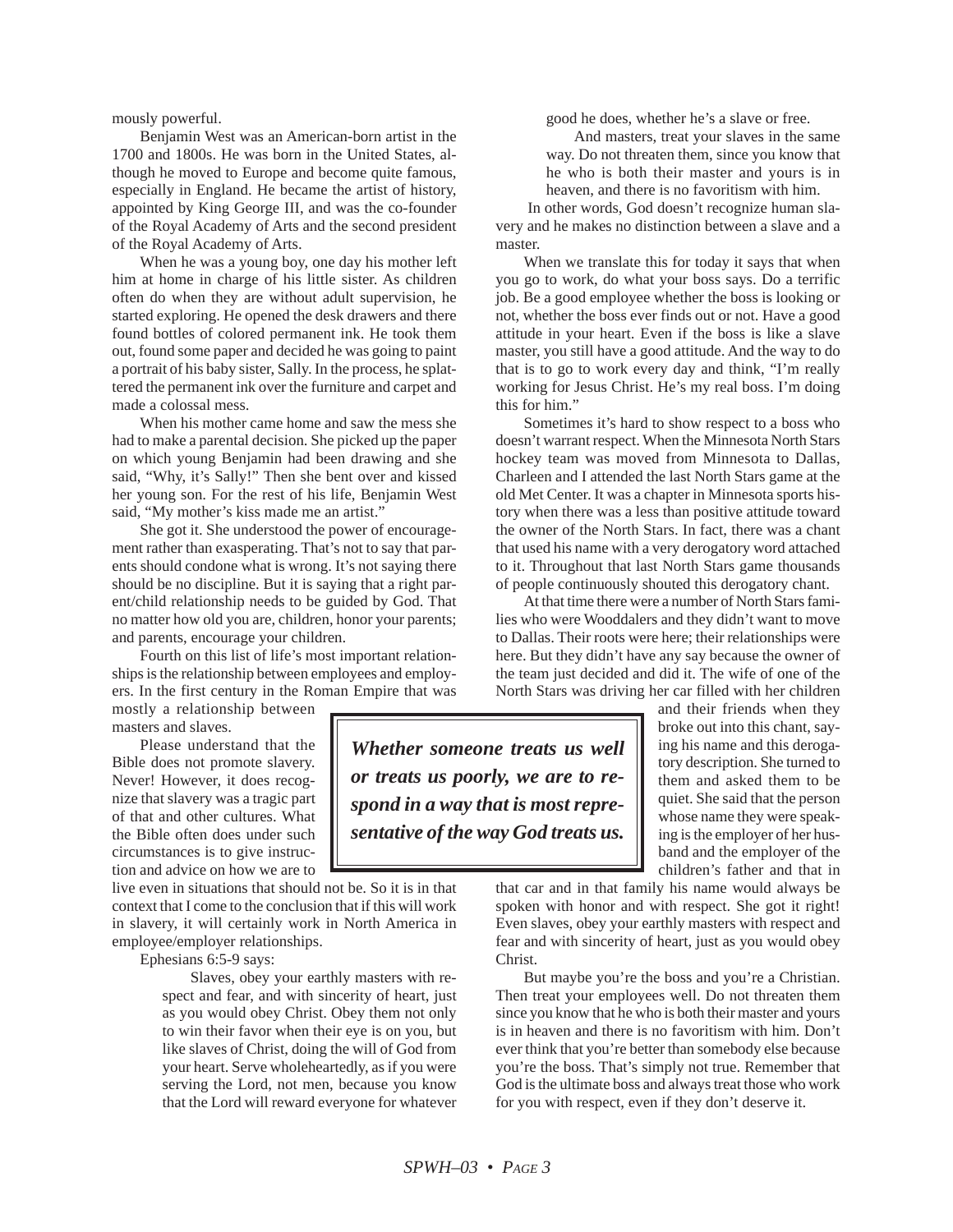mously powerful.

Benjamin West was an American-born artist in the 1700 and 1800s. He was born in the United States, although he moved to Europe and become quite famous, especially in England. He became the artist of history, appointed by King George III, and was the co-founder of the Royal Academy of Arts and the second president of the Royal Academy of Arts.

When he was a young boy, one day his mother left him at home in charge of his little sister. As children often do when they are without adult supervision, he started exploring. He opened the desk drawers and there found bottles of colored permanent ink. He took them out, found some paper and decided he was going to paint a portrait of his baby sister, Sally. In the process, he splattered the permanent ink over the furniture and carpet and made a colossal mess.

When his mother came home and saw the mess she had to make a parental decision. She picked up the paper on which young Benjamin had been drawing and she said, "Why, it's Sally!" Then she bent over and kissed her young son. For the rest of his life, Benjamin West said, "My mother's kiss made me an artist."

She got it. She understood the power of encouragement rather than exasperating. That's not to say that parents should condone what is wrong. It's not saying there should be no discipline. But it is saying that a right parent/child relationship needs to be guided by God. That no matter how old you are, children, honor your parents; and parents, encourage your children.

Fourth on this list of life's most important relationships is the relationship between employees and employers. In the first century in the Roman Empire that was mostly a relationship between masters and slaves.

Please understand that the Bible does not promote slavery. Never! However, it does recognize that slavery was a tragic part of that and other cultures. What the Bible often does under such circumstances is to give instruction and advice on how we are to live even in situations that should not be. So it is in that context that I come to the conclusion that if this will work in slavery, it will certainly work in North America in employee/employer relationships.

> ***Whether someone treats us well or treats us poorly, we are to respond in a way that is most representative of the way God treats us.***

Ephesians 6:5-9 says:

> Slaves, obey your earthly masters with respect and fear, and with sincerity of heart, just as you would obey Christ. Obey them not only to win their favor when their eye is on you, but like slaves of Christ, doing the will of God from your heart. Serve wholeheartedly, as if you were serving the Lord, not men, because you know that the Lord will reward everyone for whatever good he does, whether he's a slave or free.
>
> And masters, treat your slaves in the same way. Do not threaten them, since you know that he who is both their master and yours is in heaven, and there is no favoritism with him.

In other words, God doesn't recognize human slavery and he makes no distinction between a slave and a master.

When we translate this for today it says that when you go to work, do what your boss says. Do a terrific job. Be a good employee whether the boss is looking or not, whether the boss ever finds out or not. Have a good attitude in your heart. Even if the boss is like a slave master, you still have a good attitude. And the way to do that is to go to work every day and think, "I'm really working for Jesus Christ. He's my real boss. I'm doing this for him."

Sometimes it's hard to show respect to a boss who doesn't warrant respect. When the Minnesota North Stars hockey team was moved from Minnesota to Dallas, Charleen and I attended the last North Stars game at the old Met Center. It was a chapter in Minnesota sports history when there was a less than positive attitude toward the owner of the North Stars. In fact, there was a chant that used his name with a very derogatory word attached to it. Throughout that last North Stars game thousands of people continuously shouted this derogatory chant.

At that time there were a number of North Stars families who were Wooddalers and they didn't want to move to Dallas. Their roots were here; their relationships were here. But they didn't have any say because the owner of the team just decided and did it. The wife of one of the North Stars was driving her car filled with her children and their friends when they broke out into this chant, saying his name and this derogatory description. She turned to them and asked them to be quiet. She said that the person whose name they were speaking is the employer of her husband and the employer of the children's father and that in that car and in that family his name would always be spoken with honor and with respect. She got it right! Even slaves, obey your earthly masters with respect and fear and with sincerity of heart, just as you would obey Christ.

But maybe you're the boss and you're a Christian. Then treat your employees well. Do not threaten them since you know that he who is both their master and yours is in heaven and there is no favoritism with him. Don't ever think that you're better than somebody else because you're the boss. That's simply not true. Remember that God is the ultimate boss and always treat those who work for you with respect, even if they don't deserve it.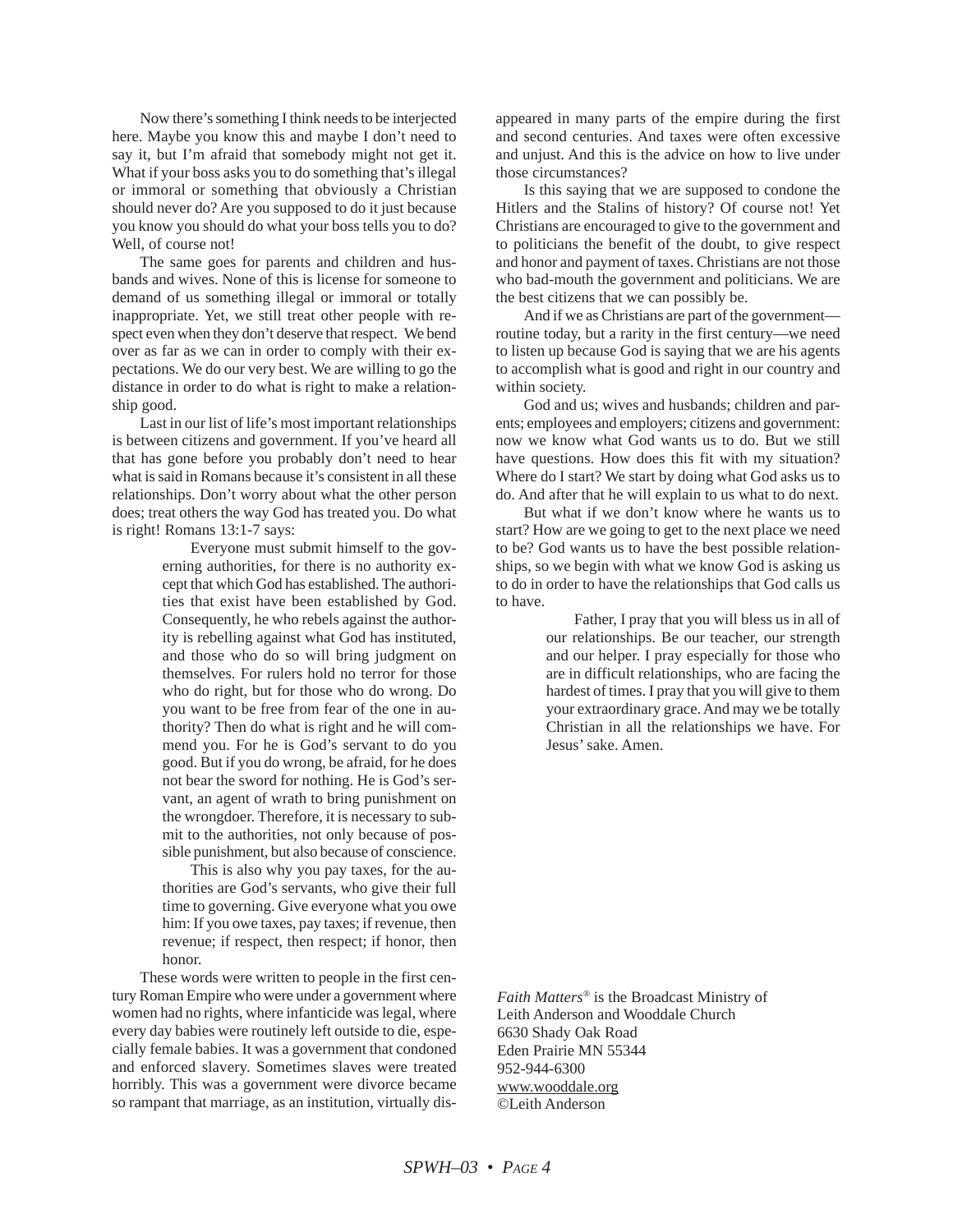Now there's something I think needs to be interjected here. Maybe you know this and maybe I don't need to say it, but I'm afraid that somebody might not get it. What if your boss asks you to do something that's illegal or immoral or something that obviously a Christian should never do? Are you supposed to do it just because you know you should do what your boss tells you to do? Well, of course not!

The same goes for parents and children and husbands and wives. None of this is license for someone to demand of us something illegal or immoral or totally inappropriate. Yet, we still treat other people with respect even when they don't deserve that respect. We bend over as far as we can in order to comply with their expectations. We do our very best. We are willing to go the distance in order to do what is right to make a relationship good.

Last in our list of life's most important relationships is between citizens and government. If you've heard all that has gone before you probably don't need to hear what is said in Romans because it's consistent in all these relationships. Don't worry about what the other person does; treat others the way God has treated you. Do what is right! Romans 13:1-7 says:

> Everyone must submit himself to the governing authorities, for there is no authority except that which God has established. The authorities that exist have been established by God. Consequently, he who rebels against the authority is rebelling against what God has instituted, and those who do so will bring judgment on themselves. For rulers hold no terror for those who do right, but for those who do wrong. Do you want to be free from fear of the one in authority? Then do what is right and he will commend you. For he is God's servant to do you good. But if you do wrong, be afraid, for he does not bear the sword for nothing. He is God's servant, an agent of wrath to bring punishment on the wrongdoer. Therefore, it is necessary to submit to the authorities, not only because of possible punishment, but also because of conscience.
>
> This is also why you pay taxes, for the authorities are God's servants, who give their full time to governing. Give everyone what you owe him: If you owe taxes, pay taxes; if revenue, then revenue; if respect, then respect; if honor, then honor.

These words were written to people in the first century Roman Empire who were under a government where women had no rights, where infanticide was legal, where every day babies were routinely left outside to die, especially female babies. It was a government that condoned and enforced slavery. Sometimes slaves were treated horribly. This was a government were divorce became so rampant that marriage, as an institution, virtually disappeared in many parts of the empire during the first and second centuries. And taxes were often excessive and unjust. And this is the advice on how to live under those circumstances?

Is this saying that we are supposed to condone the Hitlers and the Stalins of history? Of course not! Yet Christians are encouraged to give to the government and to politicians the benefit of the doubt, to give respect and honor and payment of taxes. Christians are not those who bad-mouth the government and politicians. We are the best citizens that we can possibly be.

And if we as Christians are part of the government—routine today, but a rarity in the first century—we need to listen up because God is saying that we are his agents to accomplish what is good and right in our country and within society.

God and us; wives and husbands; children and parents; employees and employers; citizens and government: now we know what God wants us to do. But we still have questions. How does this fit with my situation? Where do I start? We start by doing what God asks us to do. And after that he will explain to us what to do next.

But what if we don't know where he wants us to start? How are we going to get to the next place we need to be? God wants us to have the best possible relationships, so we begin with what we know God is asking us to do in order to have the relationships that God calls us to have.

> Father, I pray that you will bless us in all of our relationships. Be our teacher, our strength and our helper. I pray especially for those who are in difficult relationships, who are facing the hardest of times. I pray that you will give to them your extraordinary grace. And may we be totally Christian in all the relationships we have. For Jesus' sake. Amen.

*Faith Matters*® is the Broadcast Ministry of
Leith Anderson and Wooddale Church
6630 Shady Oak Road
Eden Prairie MN 55344
952-944-6300
www.wooddale.org
©Leith Anderson